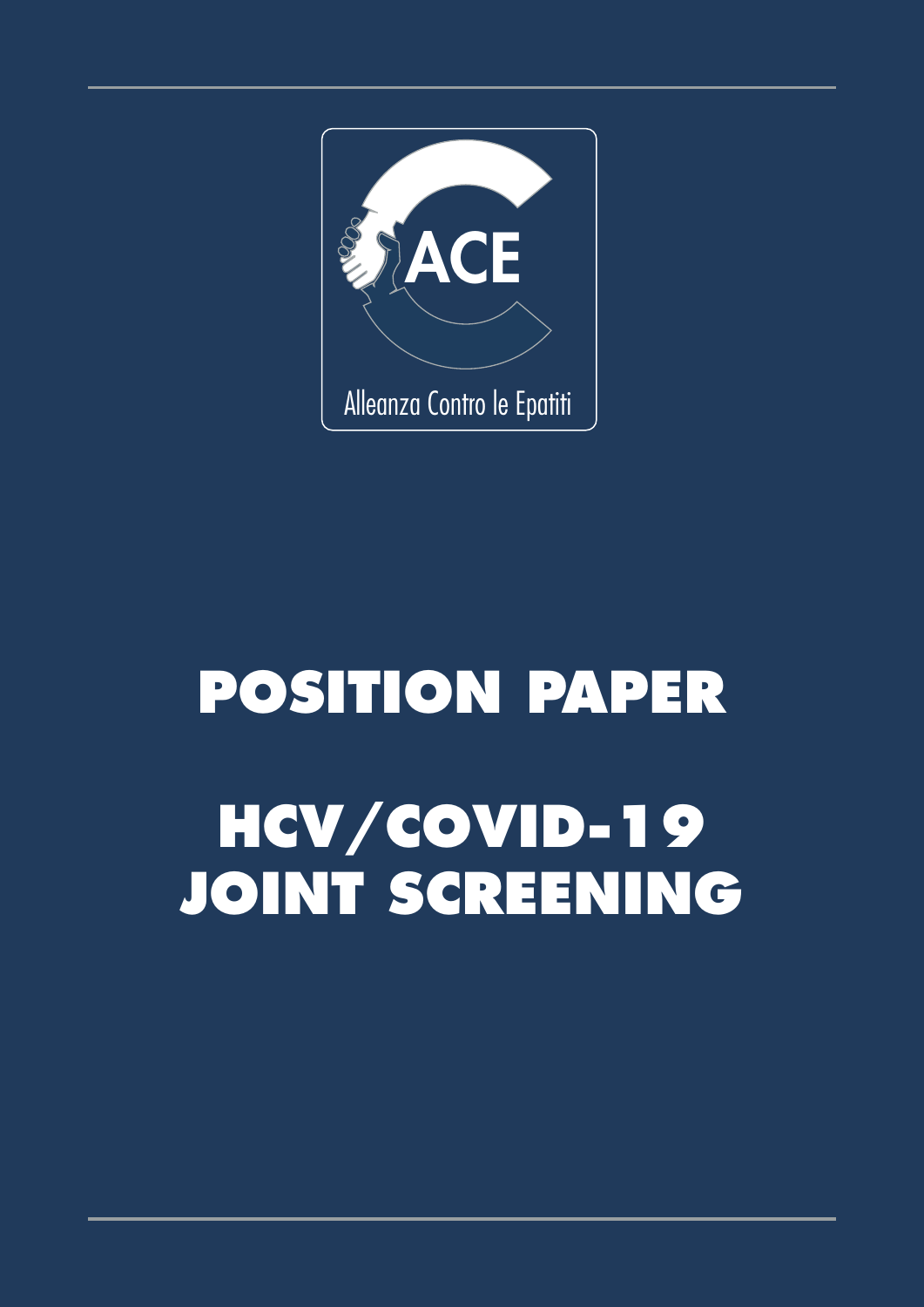ACE

Alleanza Contro le Epatiti

# POSITION PAPER

# HCV/COVID-19 JOINT SCREENING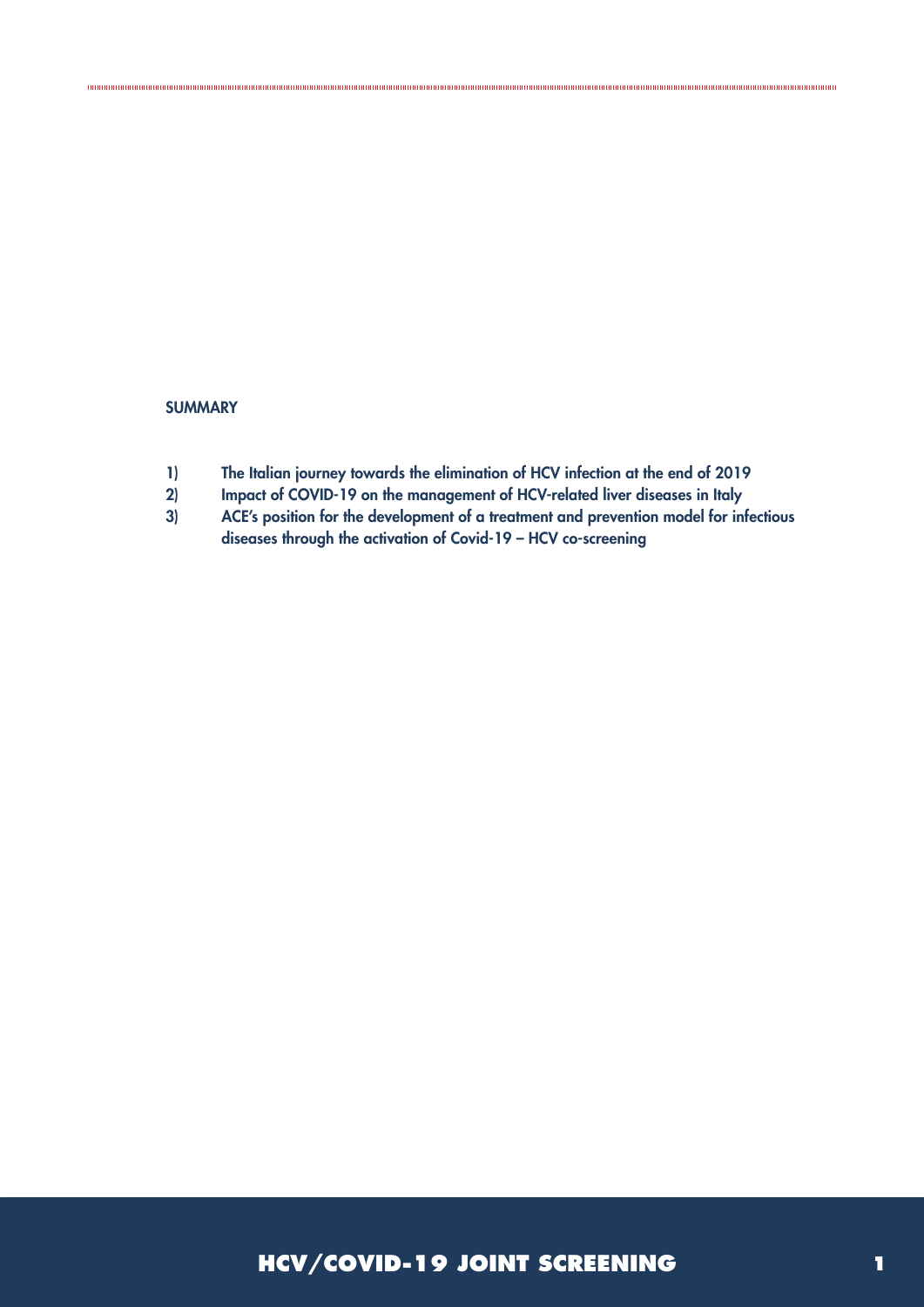## SUMMARY

1) The Italian journey towards the elimination of HCV infection at the end of 2019
2) Impact of COVID-19 on the management of HCV-related liver diseases in Italy
3) ACE's position for the development of a treatment and prevention model for infectious diseases through the activation of Covid-19 – HCV co-screening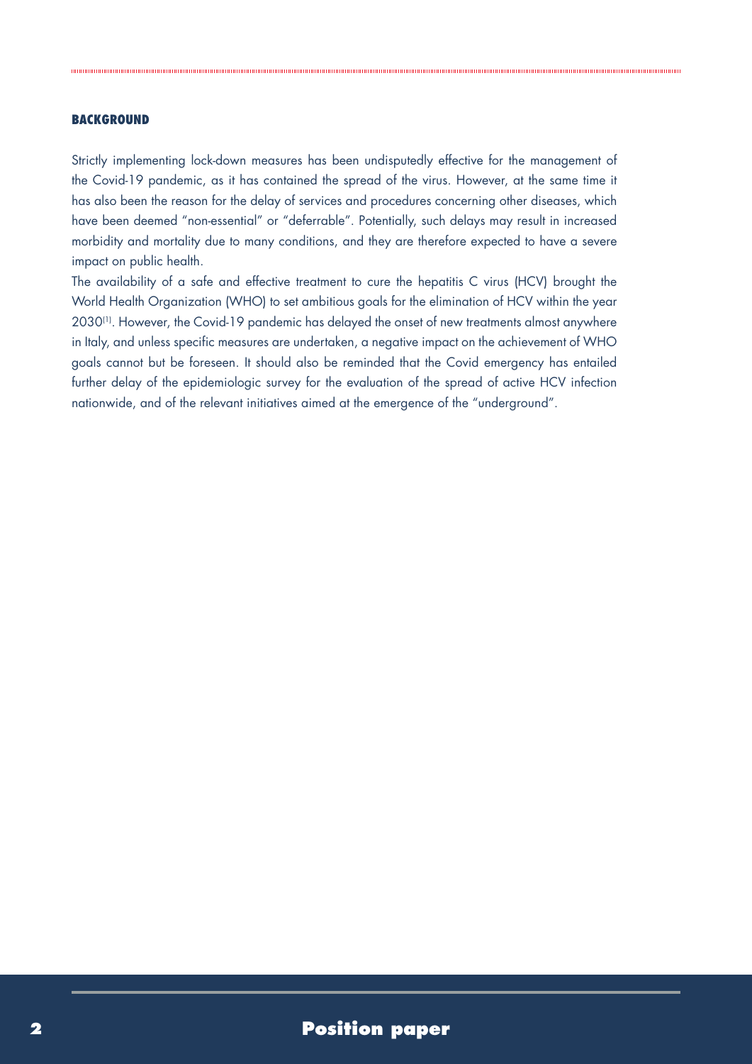## BACKGROUND

Strictly implementing lock-down measures has been undisputedly effective for the management of the Covid-19 pandemic, as it has contained the spread of the virus. However, at the same time it has also been the reason for the delay of services and procedures concerning other diseases, which have been deemed "non-essential" or "deferrable". Potentially, such delays may result in increased morbidity and mortality due to many conditions, and they are therefore expected to have a severe impact on public health.

The availability of a safe and effective treatment to cure the hepatitis C virus (HCV) brought the World Health Organization (WHO) to set ambitious goals for the elimination of HCV within the year 2030[1]. However, the Covid-19 pandemic has delayed the onset of new treatments almost anywhere in Italy, and unless specific measures are undertaken, a negative impact on the achievement of WHO goals cannot but be foreseen. It should also be reminded that the Covid emergency has entailed further delay of the epidemiologic survey for the evaluation of the spread of active HCV infection nationwide, and of the relevant initiatives aimed at the emergence of the "underground".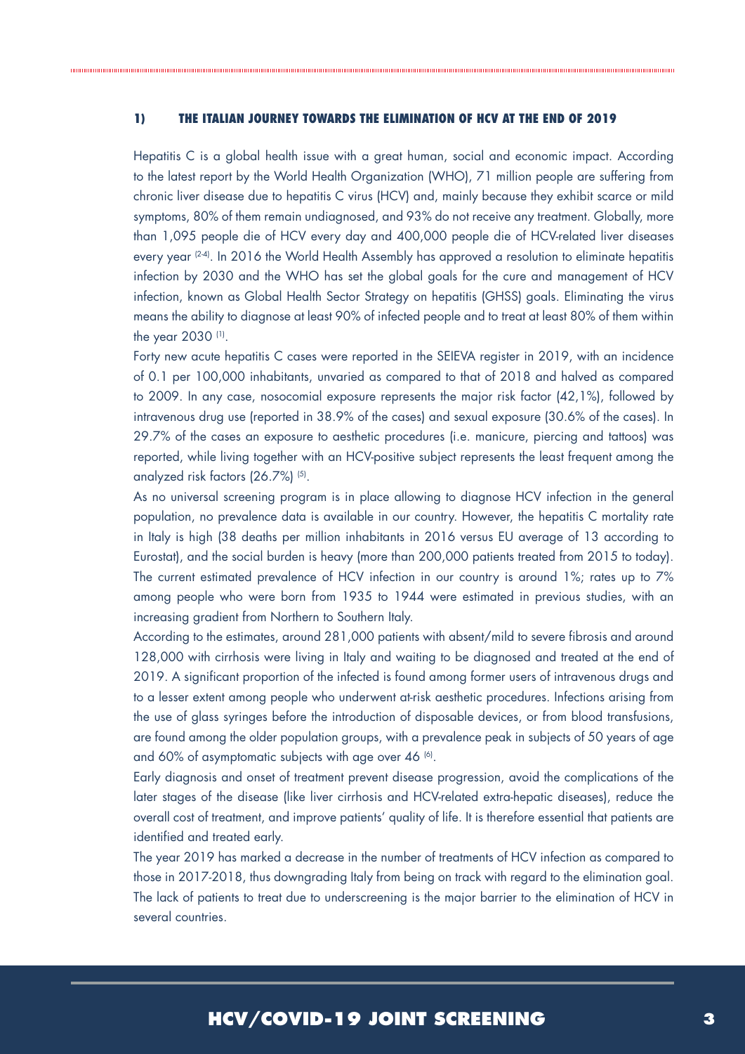## 1) THE ITALIAN JOURNEY TOWARDS THE ELIMINATION OF HCV AT THE END OF 2019

Hepatitis C is a global health issue with a great human, social and economic impact. According to the latest report by the World Health Organization (WHO), 71 million people are suffering from chronic liver disease due to hepatitis C virus (HCV) and, mainly because they exhibit scarce or mild symptoms, 80% of them remain undiagnosed, and 93% do not receive any treatment. Globally, more than 1,095 people die of HCV every day and 400,000 people die of HCV-related liver diseases every year [2-4]. In 2016 the World Health Assembly has approved a resolution to eliminate hepatitis infection by 2030 and the WHO has set the global goals for the cure and management of HCV infection, known as Global Health Sector Strategy on hepatitis (GHSS) goals. Eliminating the virus means the ability to diagnose at least 90% of infected people and to treat at least 80% of them within the year 2030 [1].

Forty new acute hepatitis C cases were reported in the SEIEVA register in 2019, with an incidence of 0.1 per 100,000 inhabitants, unvaried as compared to that of 2018 and halved as compared to 2009. In any case, nosocomial exposure represents the major risk factor (42,1%), followed by intravenous drug use (reported in 38.9% of the cases) and sexual exposure (30.6% of the cases). In 29.7% of the cases an exposure to aesthetic procedures (i.e. manicure, piercing and tattoos) was reported, while living together with an HCV-positive subject represents the least frequent among the analyzed risk factors (26.7%) [5].

As no universal screening program is in place allowing to diagnose HCV infection in the general population, no prevalence data is available in our country. However, the hepatitis C mortality rate in Italy is high (38 deaths per million inhabitants in 2016 versus EU average of 13 according to Eurostat), and the social burden is heavy (more than 200,000 patients treated from 2015 to today). The current estimated prevalence of HCV infection in our country is around 1%; rates up to 7% among people who were born from 1935 to 1944 were estimated in previous studies, with an increasing gradient from Northern to Southern Italy.

According to the estimates, around 281,000 patients with absent/mild to severe fibrosis and around 128,000 with cirrhosis were living in Italy and waiting to be diagnosed and treated at the end of 2019. A significant proportion of the infected is found among former users of intravenous drugs and to a lesser extent among people who underwent at-risk aesthetic procedures. Infections arising from the use of glass syringes before the introduction of disposable devices, or from blood transfusions, are found among the older population groups, with a prevalence peak in subjects of 50 years of age and 60% of asymptomatic subjects with age over 46 [6].

Early diagnosis and onset of treatment prevent disease progression, avoid the complications of the later stages of the disease (like liver cirrhosis and HCV-related extra-hepatic diseases), reduce the overall cost of treatment, and improve patients' quality of life. It is therefore essential that patients are identified and treated early.

The year 2019 has marked a decrease in the number of treatments of HCV infection as compared to those in 2017-2018, thus downgrading Italy from being on track with regard to the elimination goal. The lack of patients to treat due to underscreening is the major barrier to the elimination of HCV in several countries.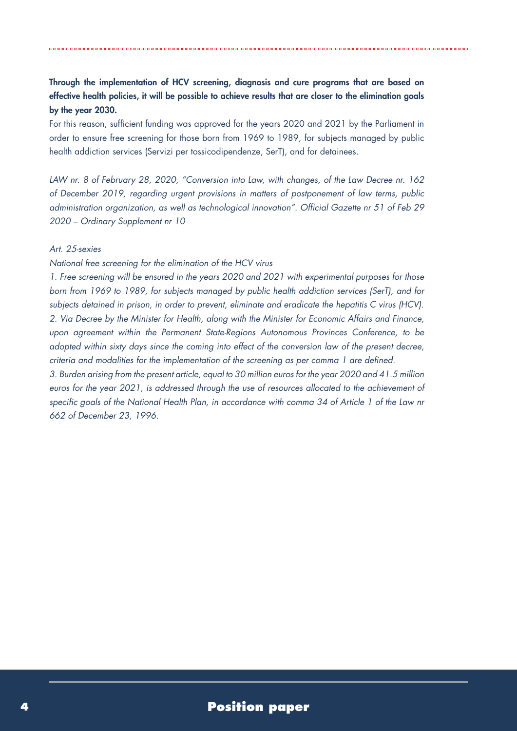**Through the implementation of HCV screening, diagnosis and cure programs that are based on effective health policies, it will be possible to achieve results that are closer to the elimination goals by the year 2030.**

For this reason, sufficient funding was approved for the years 2020 and 2021 by the Parliament in order to ensure free screening for those born from 1969 to 1989, for subjects managed by public health addiction services (Servizi per tossicodipendenze, SerT), and for detainees.

*LAW nr. 8 of February 28, 2020, "Conversion into Law, with changes, of the Law Decree nr. 162 of December 2019, regarding urgent provisions in matters of postponement of law terms, public administration organization, as well as technological innovation". Official Gazette nr 51 of Feb 29 2020 – Ordinary Supplement nr 10*

*Art. 25-sexies*

*National free screening for the elimination of the HCV virus*

*1. Free screening will be ensured in the years 2020 and 2021 with experimental purposes for those born from 1969 to 1989, for subjects managed by public health addiction services (SerT), and for subjects detained in prison, in order to prevent, eliminate and eradicate the hepatitis C virus (HCV).*

*2. Via Decree by the Minister for Health, along with the Minister for Economic Affairs and Finance, upon agreement within the Permanent State-Regions Autonomous Provinces Conference, to be adopted within sixty days since the coming into effect of the conversion law of the present decree, criteria and modalities for the implementation of the screening as per comma 1 are defined.*

*3. Burden arising from the present article, equal to 30 million euros for the year 2020 and 41.5 million euros for the year 2021, is addressed through the use of resources allocated to the achievement of specific goals of the National Health Plan, in accordance with comma 34 of Article 1 of the Law nr 662 of December 23, 1996.*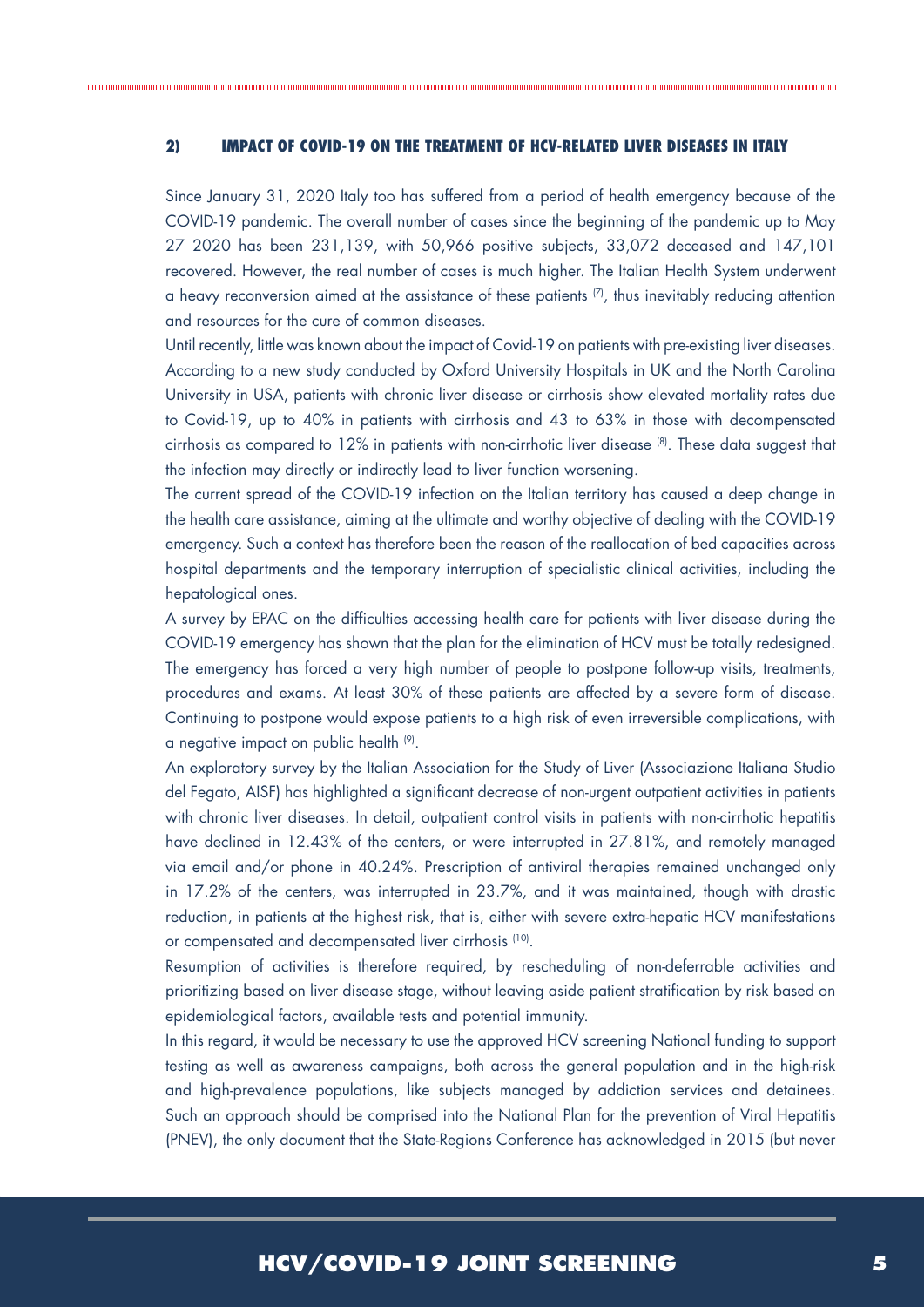## 2) IMPACT OF COVID-19 ON THE TREATMENT OF HCV-RELATED LIVER DISEASES IN ITALY

Since January 31, 2020 Italy too has suffered from a period of health emergency because of the COVID-19 pandemic. The overall number of cases since the beginning of the pandemic up to May 27 2020 has been 231,139, with 50,966 positive subjects, 33,072 deceased and 147,101 recovered. However, the real number of cases is much higher. The Italian Health System underwent a heavy reconversion aimed at the assistance of these patients [7], thus inevitably reducing attention and resources for the cure of common diseases.

Until recently, little was known about the impact of Covid-19 on patients with pre-existing liver diseases. According to a new study conducted by Oxford University Hospitals in UK and the North Carolina University in USA, patients with chronic liver disease or cirrhosis show elevated mortality rates due to Covid-19, up to 40% in patients with cirrhosis and 43 to 63% in those with decompensated cirrhosis as compared to 12% in patients with non-cirrhotic liver disease [8]. These data suggest that the infection may directly or indirectly lead to liver function worsening.

The current spread of the COVID-19 infection on the Italian territory has caused a deep change in the health care assistance, aiming at the ultimate and worthy objective of dealing with the COVID-19 emergency. Such a context has therefore been the reason of the reallocation of bed capacities across hospital departments and the temporary interruption of specialistic clinical activities, including the hepatological ones.

A survey by EPAC on the difficulties accessing health care for patients with liver disease during the COVID-19 emergency has shown that the plan for the elimination of HCV must be totally redesigned. The emergency has forced a very high number of people to postpone follow-up visits, treatments, procedures and exams. At least 30% of these patients are affected by a severe form of disease. Continuing to postpone would expose patients to a high risk of even irreversible complications, with a negative impact on public health [9].

An exploratory survey by the Italian Association for the Study of Liver (Associazione Italiana Studio del Fegato, AISF) has highlighted a significant decrease of non-urgent outpatient activities in patients with chronic liver diseases. In detail, outpatient control visits in patients with non-cirrhotic hepatitis have declined in 12.43% of the centers, or were interrupted in 27.81%, and remotely managed via email and/or phone in 40.24%. Prescription of antiviral therapies remained unchanged only in 17.2% of the centers, was interrupted in 23.7%, and it was maintained, though with drastic reduction, in patients at the highest risk, that is, either with severe extra-hepatic HCV manifestations or compensated and decompensated liver cirrhosis [10].

Resumption of activities is therefore required, by rescheduling of non-deferrable activities and prioritizing based on liver disease stage, without leaving aside patient stratification by risk based on epidemiological factors, available tests and potential immunity.

In this regard, it would be necessary to use the approved HCV screening National funding to support testing as well as awareness campaigns, both across the general population and in the high-risk and high-prevalence populations, like subjects managed by addiction services and detainees. Such an approach should be comprised into the National Plan for the prevention of Viral Hepatitis (PNEV), the only document that the State-Regions Conference has acknowledged in 2015 (but never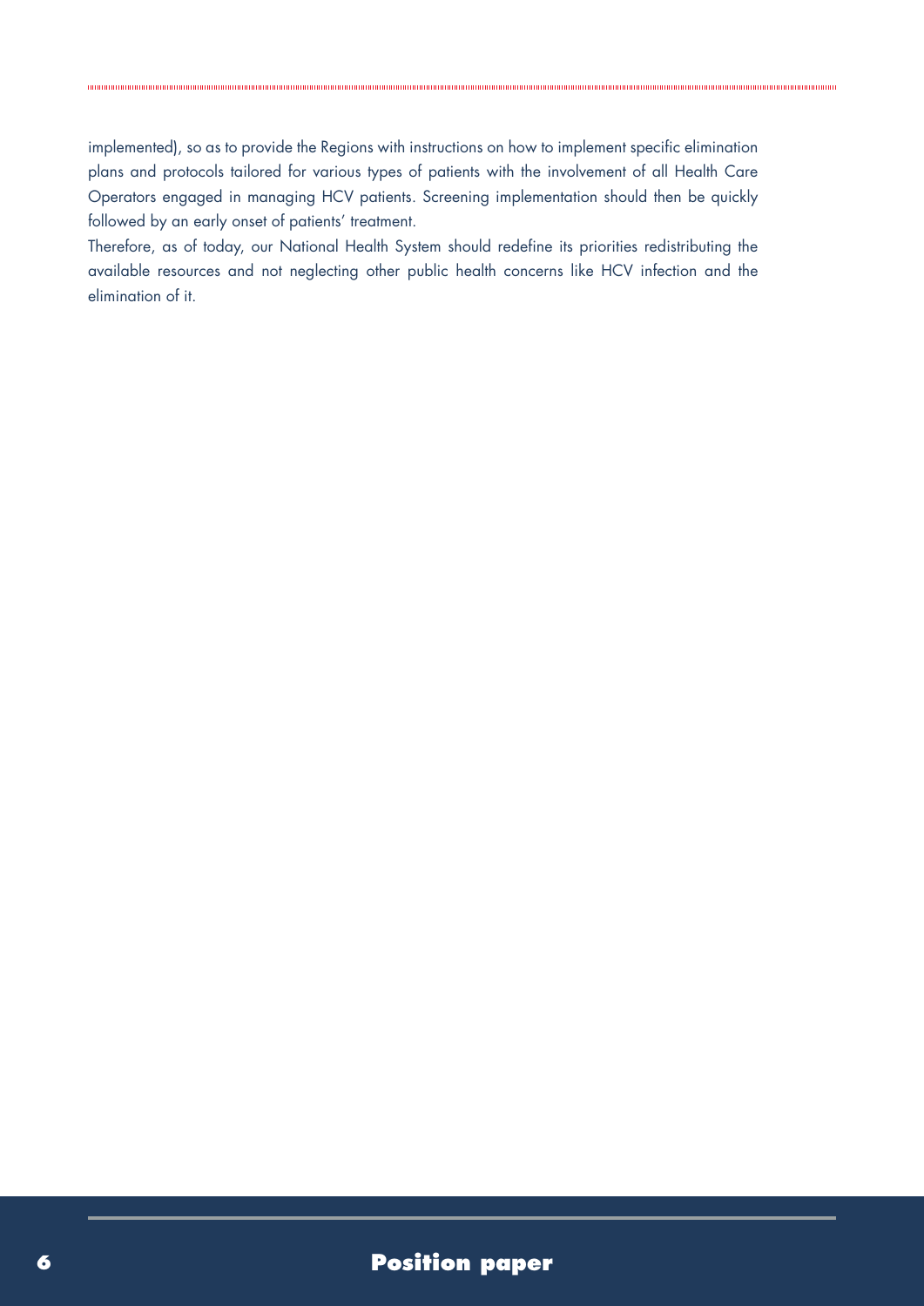implemented), so as to provide the Regions with instructions on how to implement specific elimination plans and protocols tailored for various types of patients with the involvement of all Health Care Operators engaged in managing HCV patients. Screening implementation should then be quickly followed by an early onset of patients' treatment.

Therefore, as of today, our National Health System should redefine its priorities redistributing the available resources and not neglecting other public health concerns like HCV infection and the elimination of it.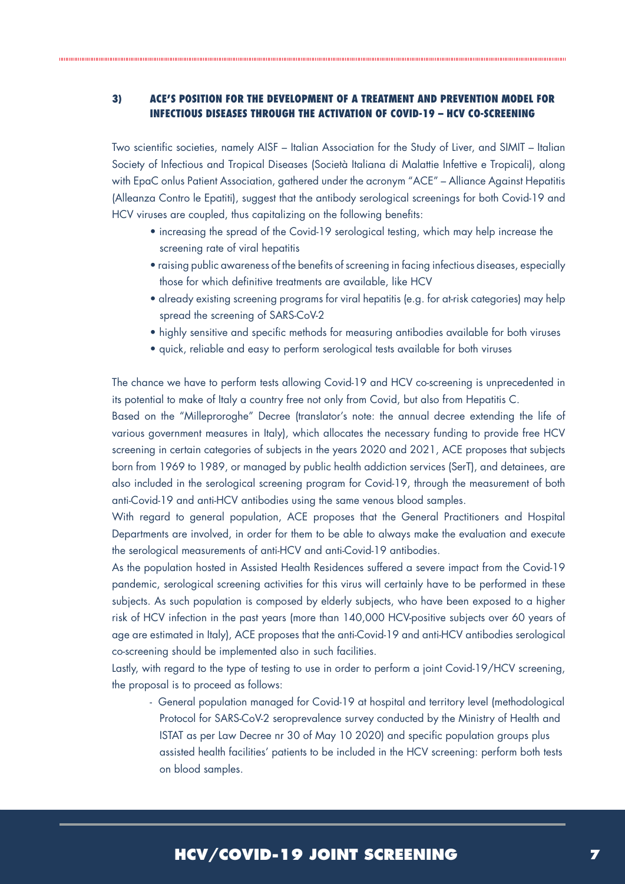### 3) ACE'S POSITION FOR THE DEVELOPMENT OF A TREATMENT AND PREVENTION MODEL FOR INFECTIOUS DISEASES THROUGH THE ACTIVATION OF COVID-19 – HCV CO-SCREENING

Two scientific societies, namely AISF – Italian Association for the Study of Liver, and SIMIT – Italian Society of Infectious and Tropical Diseases (Società Italiana di Malattie Infettive e Tropicali), along with EpaC onlus Patient Association, gathered under the acronym "ACE" – Alliance Against Hepatitis (Alleanza Contro le Epatiti), suggest that the antibody serological screenings for both Covid-19 and HCV viruses are coupled, thus capitalizing on the following benefits:

- increasing the spread of the Covid-19 serological testing, which may help increase the screening rate of viral hepatitis
- raising public awareness of the benefits of screening in facing infectious diseases, especially those for which definitive treatments are available, like HCV
- already existing screening programs for viral hepatitis (e.g. for at-risk categories) may help spread the screening of SARS-CoV-2
- highly sensitive and specific methods for measuring antibodies available for both viruses
- quick, reliable and easy to perform serological tests available for both viruses

The chance we have to perform tests allowing Covid-19 and HCV co-screening is unprecedented in its potential to make of Italy a country free not only from Covid, but also from Hepatitis C.

Based on the "Milleproroghe" Decree (translator's note: the annual decree extending the life of various government measures in Italy), which allocates the necessary funding to provide free HCV screening in certain categories of subjects in the years 2020 and 2021, ACE proposes that subjects born from 1969 to 1989, or managed by public health addiction services (SerT), and detainees, are also included in the serological screening program for Covid-19, through the measurement of both anti-Covid-19 and anti-HCV antibodies using the same venous blood samples.

With regard to general population, ACE proposes that the General Practitioners and Hospital Departments are involved, in order for them to be able to always make the evaluation and execute the serological measurements of anti-HCV and anti-Covid-19 antibodies.

As the population hosted in Assisted Health Residences suffered a severe impact from the Covid-19 pandemic, serological screening activities for this virus will certainly have to be performed in these subjects. As such population is composed by elderly subjects, who have been exposed to a higher risk of HCV infection in the past years (more than 140,000 HCV-positive subjects over 60 years of age are estimated in Italy), ACE proposes that the anti-Covid-19 and anti-HCV antibodies serological co-screening should be implemented also in such facilities.

Lastly, with regard to the type of testing to use in order to perform a joint Covid-19/HCV screening, the proposal is to proceed as follows:

- General population managed for Covid-19 at hospital and territory level (methodological Protocol for SARS-CoV-2 seroprevalence survey conducted by the Ministry of Health and ISTAT as per Law Decree nr 30 of May 10 2020) and specific population groups plus assisted health facilities' patients to be included in the HCV screening: perform both tests on blood samples.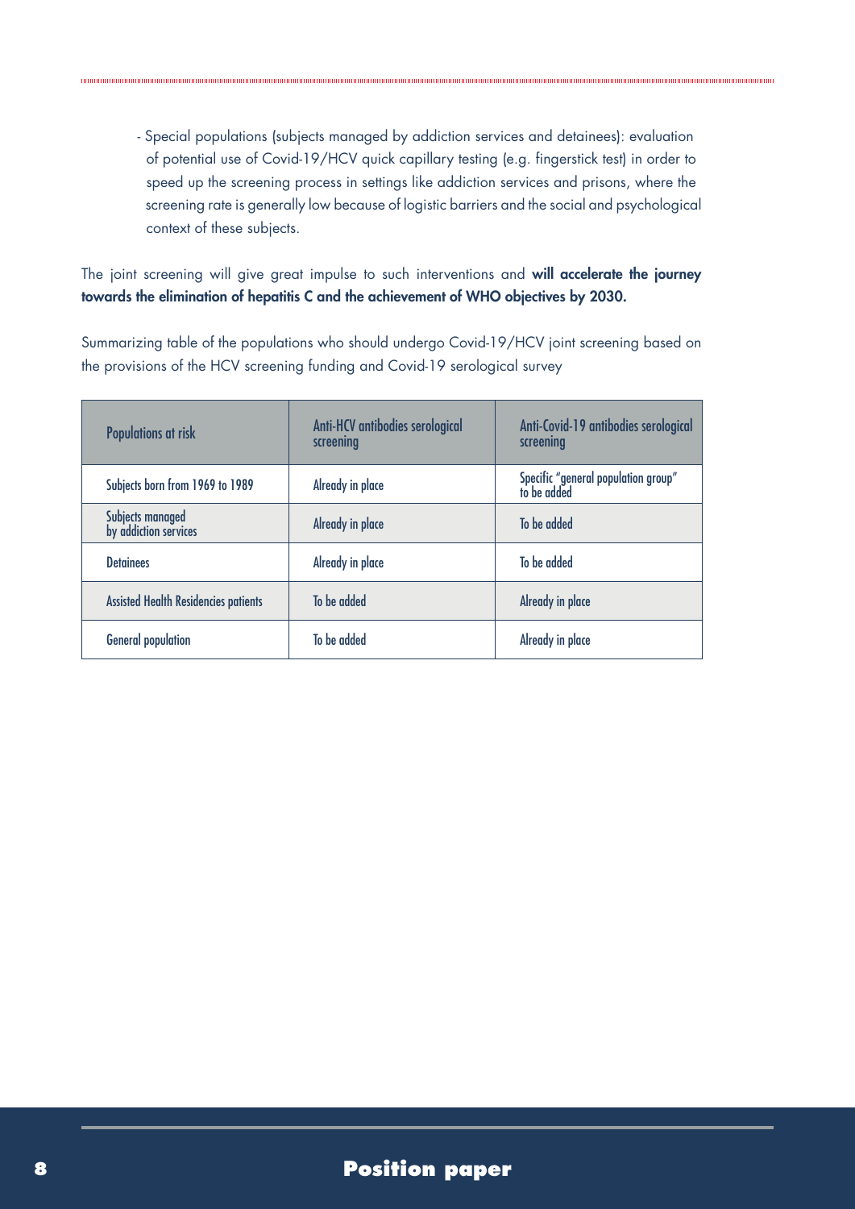- Special populations (subjects managed by addiction services and detainees): evaluation of potential use of Covid-19/HCV quick capillary testing (e.g. fingerstick test) in order to speed up the screening process in settings like addiction services and prisons, where the screening rate is generally low because of logistic barriers and the social and psychological context of these subjects.

The joint screening will give great impulse to such interventions and **will accelerate the journey towards the elimination of hepatitis C and the achievement of WHO objectives by 2030.**

Summarizing table of the populations who should undergo Covid-19/HCV joint screening based on the provisions of the HCV screening funding and Covid-19 serological survey

| Populations at risk | Anti-HCV antibodies serological screening | Anti-Covid-19 antibodies serological screening |
|---|---|---|
| Subjects born from 1969 to 1989 | Already in place | Specific "general population group" to be added |
| Subjects managed by addiction services | Already in place | To be added |
| Detainees | Already in place | To be added |
| Assisted Health Residencies patients | To be added | Already in place |
| General population | To be added | Already in place |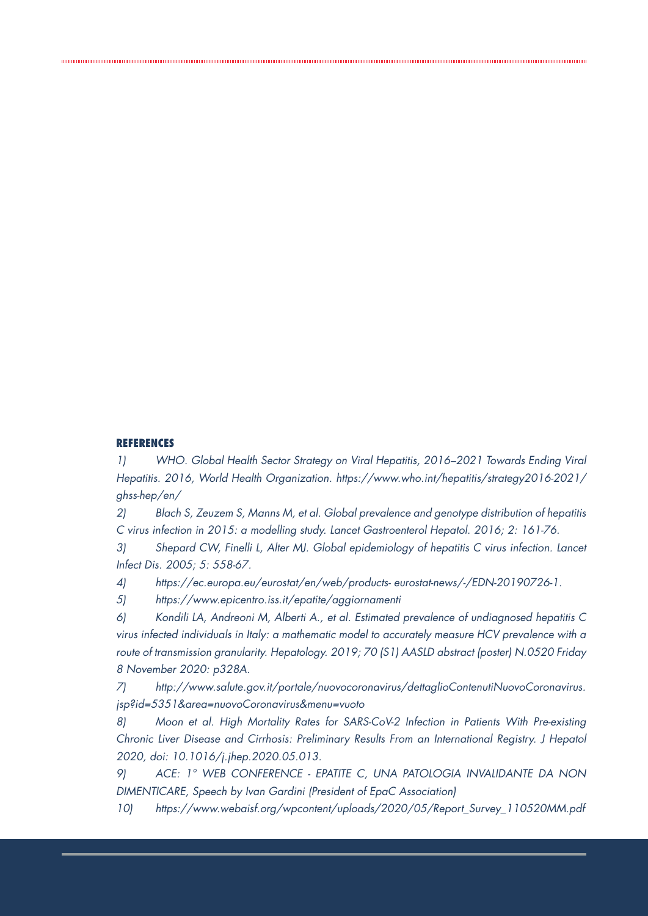## REFERENCES

1) *WHO. Global Health Sector Strategy on Viral Hepatitis, 2016–2021 Towards Ending Viral Hepatitis. 2016, World Health Organization. https://www.who.int/hepatitis/strategy2016-2021/ghss-hep/en/*

2) *Blach S, Zeuzem S, Manns M, et al. Global prevalence and genotype distribution of hepatitis C virus infection in 2015: a modelling study. Lancet Gastroenterol Hepatol. 2016; 2: 161-76.*

3) *Shepard CW, Finelli L, Alter MJ. Global epidemiology of hepatitis C virus infection. Lancet Infect Dis. 2005; 5: 558-67.*

4) *https://ec.europa.eu/eurostat/en/web/products- eurostat-news/-/EDN-20190726-1.*

5) *https://www.epicentro.iss.it/epatite/aggiornamenti*

6) *Kondili LA, Andreoni M, Alberti A., et al. Estimated prevalence of undiagnosed hepatitis C virus infected individuals in Italy: a mathematic model to accurately measure HCV prevalence with a route of transmission granularity. Hepatology. 2019; 70 (S1) AASLD abstract (poster) N.0520 Friday 8 November 2020: p328A.*

7) *http://www.salute.gov.it/portale/nuovocoronavirus/dettaglioContenutiNuovoCoronavirus.jsp?id=5351&area=nuovoCoronavirus&menu=vuoto*

8) *Moon et al. High Mortality Rates for SARS-CoV-2 Infection in Patients With Pre-existing Chronic Liver Disease and Cirrhosis: Preliminary Results From an International Registry. J Hepatol 2020, doi: 10.1016/j.jhep.2020.05.013.*

9) *ACE: 1° WEB CONFERENCE - EPATITE C, UNA PATOLOGIA INVALIDANTE DA NON DIMENTICARE, Speech by Ivan Gardini (President of EpaC Association)*

10) *https://www.webaisf.org/wpcontent/uploads/2020/05/Report_Survey_110520MM.pdf*